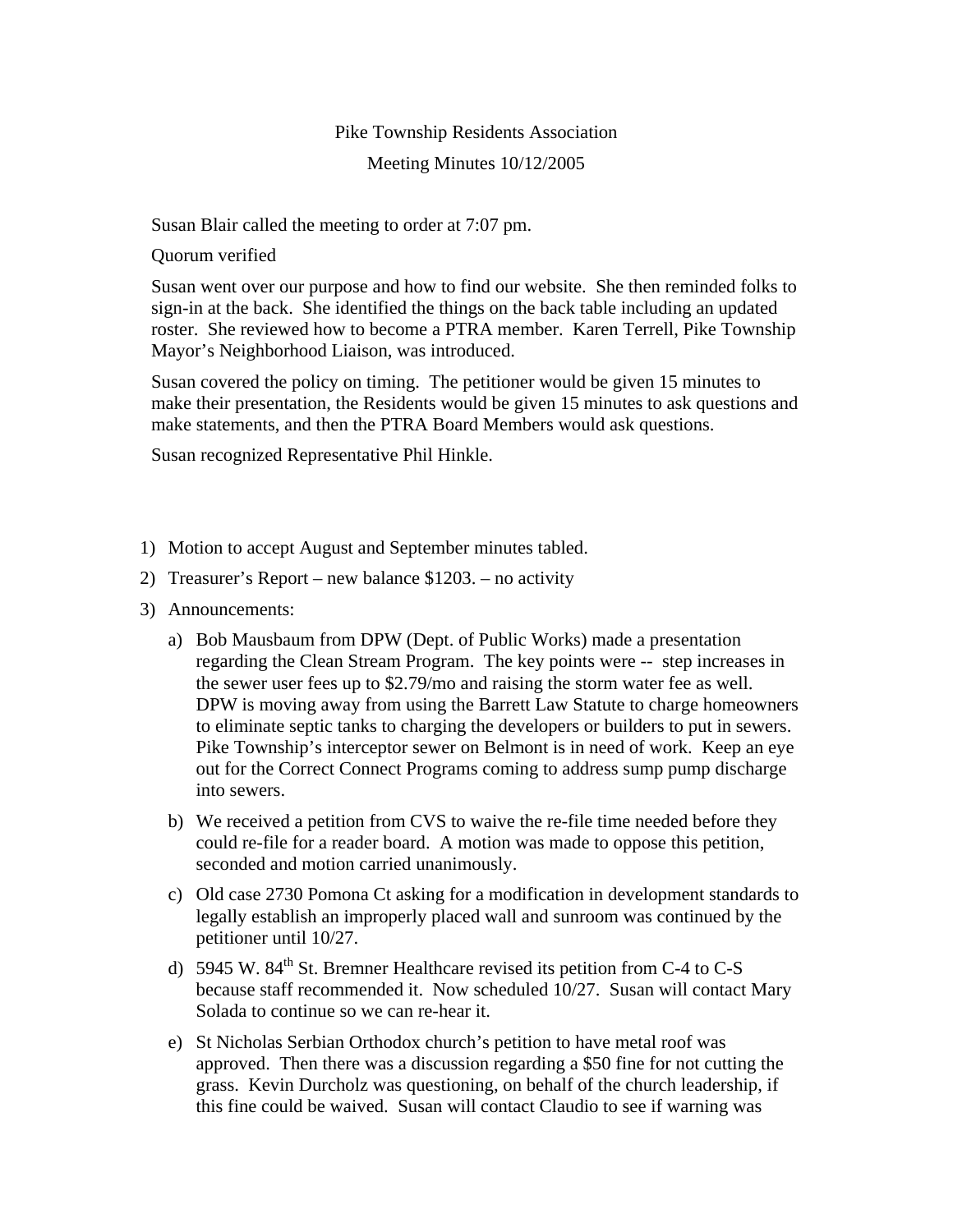Pike Township Residents Association

Meeting Minutes 10/12/2005

Susan Blair called the meeting to order at 7:07 pm.

Quorum verified

Susan went over our purpose and how to find our website. She then reminded folks to sign-in at the back. She identified the things on the back table including an updated roster. She reviewed how to become a PTRA member. Karen Terrell, Pike Township Mayor's Neighborhood Liaison, was introduced.

Susan covered the policy on timing. The petitioner would be given 15 minutes to make their presentation, the Residents would be given 15 minutes to ask questions and make statements, and then the PTRA Board Members would ask questions.

Susan recognized Representative Phil Hinkle.

1) Motion to accept August and September minutes tabled.
2) Treasurer's Report – new balance $1203. – no activity
3) Announcements:
   a) Bob Mausbaum from DPW (Dept. of Public Works) made a presentation regarding the Clean Stream Program. The key points were -- step increases in the sewer user fees up to $2.79/mo and raising the storm water fee as well. DPW is moving away from using the Barrett Law Statute to charge homeowners to eliminate septic tanks to charging the developers or builders to put in sewers. Pike Township's interceptor sewer on Belmont is in need of work. Keep an eye out for the Correct Connect Programs coming to address sump pump discharge into sewers.
   b) We received a petition from CVS to waive the re-file time needed before they could re-file for a reader board. A motion was made to oppose this petition, seconded and motion carried unanimously.
   c) Old case 2730 Pomona Ct asking for a modification in development standards to legally establish an improperly placed wall and sunroom was continued by the petitioner until 10/27.
   d) 5945 W. 84th St. Bremner Healthcare revised its petition from C-4 to C-S because staff recommended it. Now scheduled 10/27. Susan will contact Mary Solada to continue so we can re-hear it.
   e) St Nicholas Serbian Orthodox church's petition to have metal roof was approved. Then there was a discussion regarding a $50 fine for not cutting the grass. Kevin Durcholz was questioning, on behalf of the church leadership, if this fine could be waived. Susan will contact Claudio to see if warning was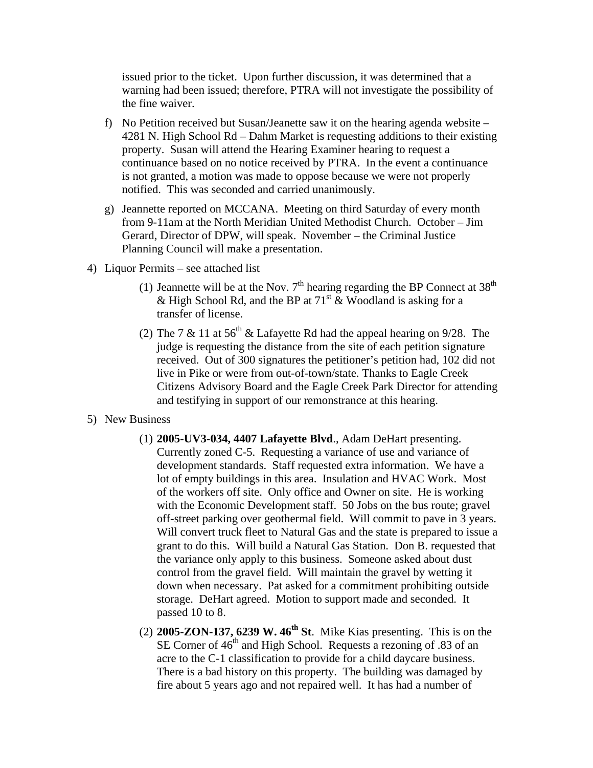issued prior to the ticket. Upon further discussion, it was determined that a warning had been issued; therefore, PTRA will not investigate the possibility of the fine waiver.

f) No Petition received but Susan/Jeanette saw it on the hearing agenda website – 4281 N. High School Rd – Dahm Market is requesting additions to their existing property. Susan will attend the Hearing Examiner hearing to request a continuance based on no notice received by PTRA. In the event a continuance is not granted, a motion was made to oppose because we were not properly notified. This was seconded and carried unanimously.

g) Jeannette reported on MCCANA. Meeting on third Saturday of every month from 9-11am at the North Meridian United Methodist Church. October – Jim Gerard, Director of DPW, will speak. November – the Criminal Justice Planning Council will make a presentation.

4) Liquor Permits – see attached list

   (1) Jeannette will be at the Nov. 7th hearing regarding the BP Connect at 38th & High School Rd, and the BP at 71st & Woodland is asking for a transfer of license.

   (2) The 7 & 11 at 56th & Lafayette Rd had the appeal hearing on 9/28. The judge is requesting the distance from the site of each petition signature received. Out of 300 signatures the petitioner's petition had, 102 did not live in Pike or were from out-of-town/state. Thanks to Eagle Creek Citizens Advisory Board and the Eagle Creek Park Director for attending and testifying in support of our remonstrance at this hearing.

5) New Business

   (1) **2005-UV3-034, 4407 Lafayette Blvd**., Adam DeHart presenting. Currently zoned C-5. Requesting a variance of use and variance of development standards. Staff requested extra information. We have a lot of empty buildings in this area. Insulation and HVAC Work. Most of the workers off site. Only office and Owner on site. He is working with the Economic Development staff. 50 Jobs on the bus route; gravel off-street parking over geothermal field. Will commit to pave in 3 years. Will convert truck fleet to Natural Gas and the state is prepared to issue a grant to do this. Will build a Natural Gas Station. Don B. requested that the variance only apply to this business. Someone asked about dust control from the gravel field. Will maintain the gravel by wetting it down when necessary. Pat asked for a commitment prohibiting outside storage. DeHart agreed. Motion to support made and seconded. It passed 10 to 8.

   (2) **2005-ZON-137, 6239 W. 46th St**. Mike Kias presenting. This is on the SE Corner of 46th and High School. Requests a rezoning of .83 of an acre to the C-1 classification to provide for a child daycare business. There is a bad history on this property. The building was damaged by fire about 5 years ago and not repaired well. It has had a number of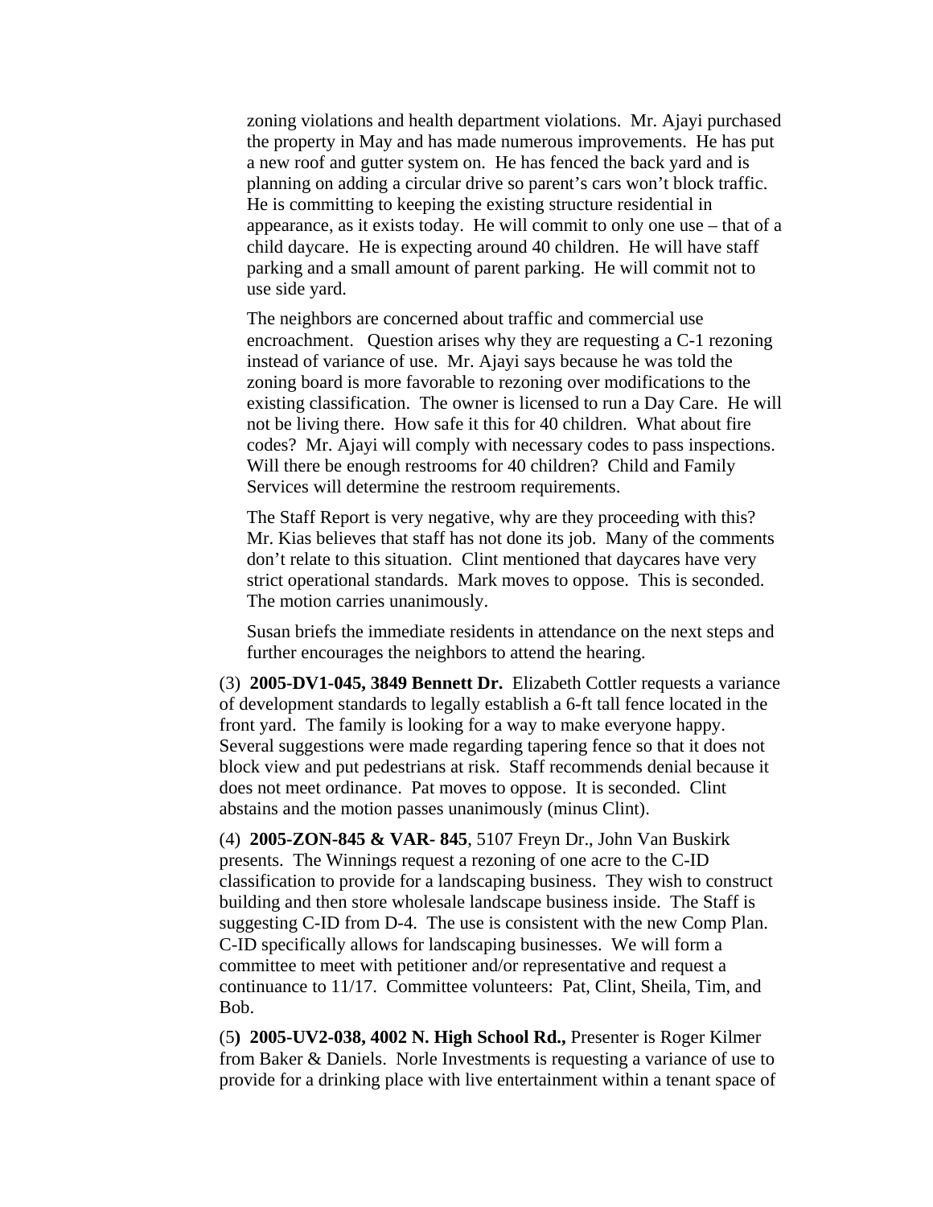zoning violations and health department violations. Mr. Ajayi purchased the property in May and has made numerous improvements. He has put a new roof and gutter system on. He has fenced the back yard and is planning on adding a circular drive so parent's cars won't block traffic. He is committing to keeping the existing structure residential in appearance, as it exists today. He will commit to only one use – that of a child daycare. He is expecting around 40 children. He will have staff parking and a small amount of parent parking. He will commit not to use side yard.

The neighbors are concerned about traffic and commercial use encroachment. Question arises why they are requesting a C-1 rezoning instead of variance of use. Mr. Ajayi says because he was told the zoning board is more favorable to rezoning over modifications to the existing classification. The owner is licensed to run a Day Care. He will not be living there. How safe it this for 40 children. What about fire codes? Mr. Ajayi will comply with necessary codes to pass inspections. Will there be enough restrooms for 40 children? Child and Family Services will determine the restroom requirements.

The Staff Report is very negative, why are they proceeding with this? Mr. Kias believes that staff has not done its job. Many of the comments don't relate to this situation. Clint mentioned that daycares have very strict operational standards. Mark moves to oppose. This is seconded. The motion carries unanimously.

Susan briefs the immediate residents in attendance on the next steps and further encourages the neighbors to attend the hearing.

(3) **2005-DV1-045, 3849 Bennett Dr.** Elizabeth Cottler requests a variance of development standards to legally establish a 6-ft tall fence located in the front yard. The family is looking for a way to make everyone happy. Several suggestions were made regarding tapering fence so that it does not block view and put pedestrians at risk. Staff recommends denial because it does not meet ordinance. Pat moves to oppose. It is seconded. Clint abstains and the motion passes unanimously (minus Clint).

(4) **2005-ZON-845 & VAR- 845**, 5107 Freyn Dr., John Van Buskirk presents. The Winnings request a rezoning of one acre to the C-ID classification to provide for a landscaping business. They wish to construct building and then store wholesale landscape business inside. The Staff is suggesting C-ID from D-4. The use is consistent with the new Comp Plan. C-ID specifically allows for landscaping businesses. We will form a committee to meet with petitioner and/or representative and request a continuance to 11/17. Committee volunteers: Pat, Clint, Sheila, Tim, and Bob.

(5**) 2005-UV2-038, 4002 N. High School Rd.,** Presenter is Roger Kilmer from Baker & Daniels. Norle Investments is requesting a variance of use to provide for a drinking place with live entertainment within a tenant space of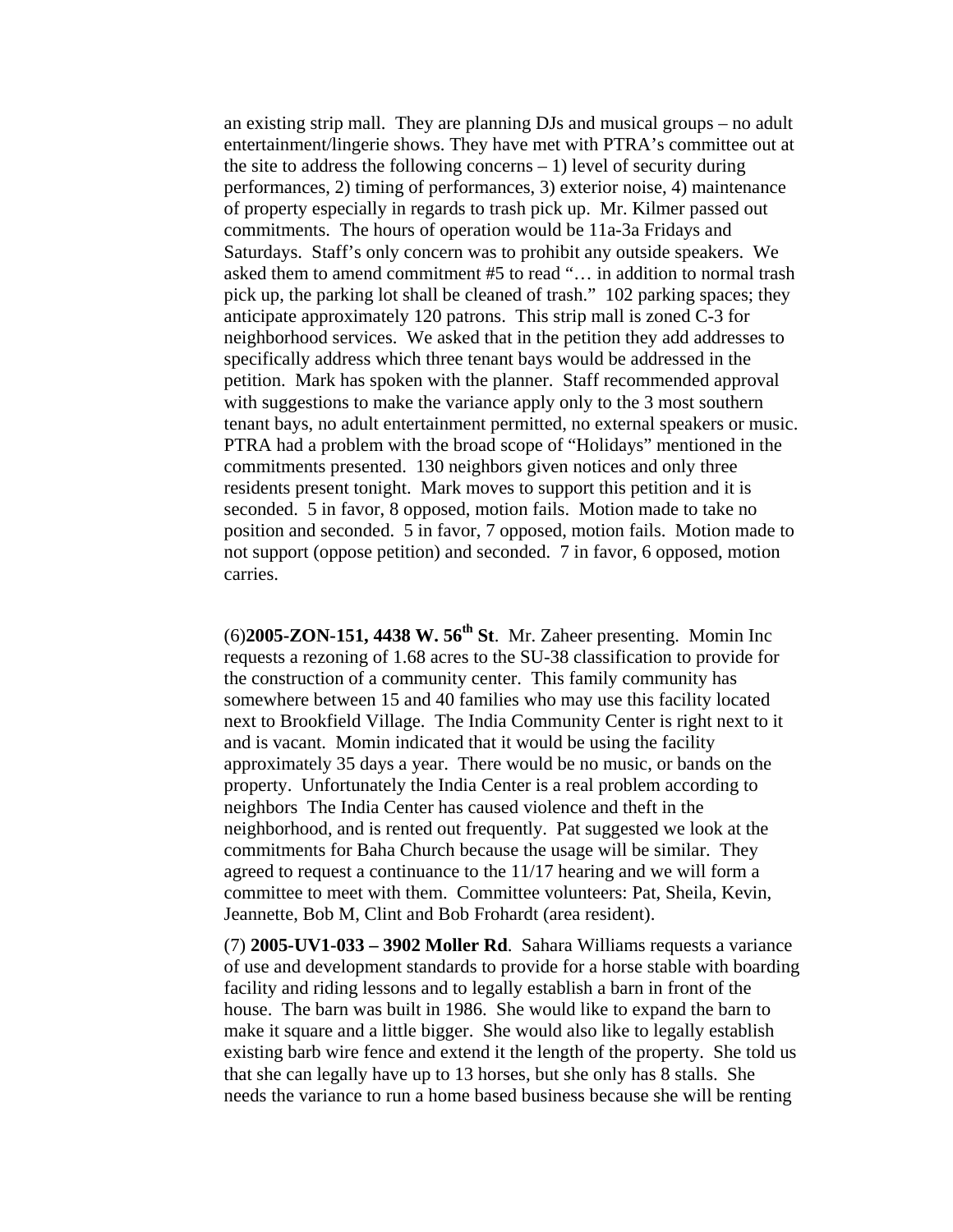an existing strip mall. They are planning DJs and musical groups – no adult entertainment/lingerie shows. They have met with PTRA's committee out at the site to address the following concerns – 1) level of security during performances, 2) timing of performances, 3) exterior noise, 4) maintenance of property especially in regards to trash pick up. Mr. Kilmer passed out commitments. The hours of operation would be 11a-3a Fridays and Saturdays. Staff's only concern was to prohibit any outside speakers. We asked them to amend commitment #5 to read "… in addition to normal trash pick up, the parking lot shall be cleaned of trash." 102 parking spaces; they anticipate approximately 120 patrons. This strip mall is zoned C-3 for neighborhood services. We asked that in the petition they add addresses to specifically address which three tenant bays would be addressed in the petition. Mark has spoken with the planner. Staff recommended approval with suggestions to make the variance apply only to the 3 most southern tenant bays, no adult entertainment permitted, no external speakers or music. PTRA had a problem with the broad scope of "Holidays" mentioned in the commitments presented. 130 neighbors given notices and only three residents present tonight. Mark moves to support this petition and it is seconded. 5 in favor, 8 opposed, motion fails. Motion made to take no position and seconded. 5 in favor, 7 opposed, motion fails. Motion made to not support (oppose petition) and seconded. 7 in favor, 6 opposed, motion carries.

(6)**2005-ZON-151, 4438 W. 56th St**. Mr. Zaheer presenting. Momin Inc requests a rezoning of 1.68 acres to the SU-38 classification to provide for the construction of a community center. This family community has somewhere between 15 and 40 families who may use this facility located next to Brookfield Village. The India Community Center is right next to it and is vacant. Momin indicated that it would be using the facility approximately 35 days a year. There would be no music, or bands on the property. Unfortunately the India Center is a real problem according to neighbors The India Center has caused violence and theft in the neighborhood, and is rented out frequently. Pat suggested we look at the commitments for Baha Church because the usage will be similar. They agreed to request a continuance to the 11/17 hearing and we will form a committee to meet with them. Committee volunteers: Pat, Sheila, Kevin, Jeannette, Bob M, Clint and Bob Frohardt (area resident).

(7) **2005-UV1-033 – 3902 Moller Rd**. Sahara Williams requests a variance of use and development standards to provide for a horse stable with boarding facility and riding lessons and to legally establish a barn in front of the house. The barn was built in 1986. She would like to expand the barn to make it square and a little bigger. She would also like to legally establish existing barb wire fence and extend it the length of the property. She told us that she can legally have up to 13 horses, but she only has 8 stalls. She needs the variance to run a home based business because she will be renting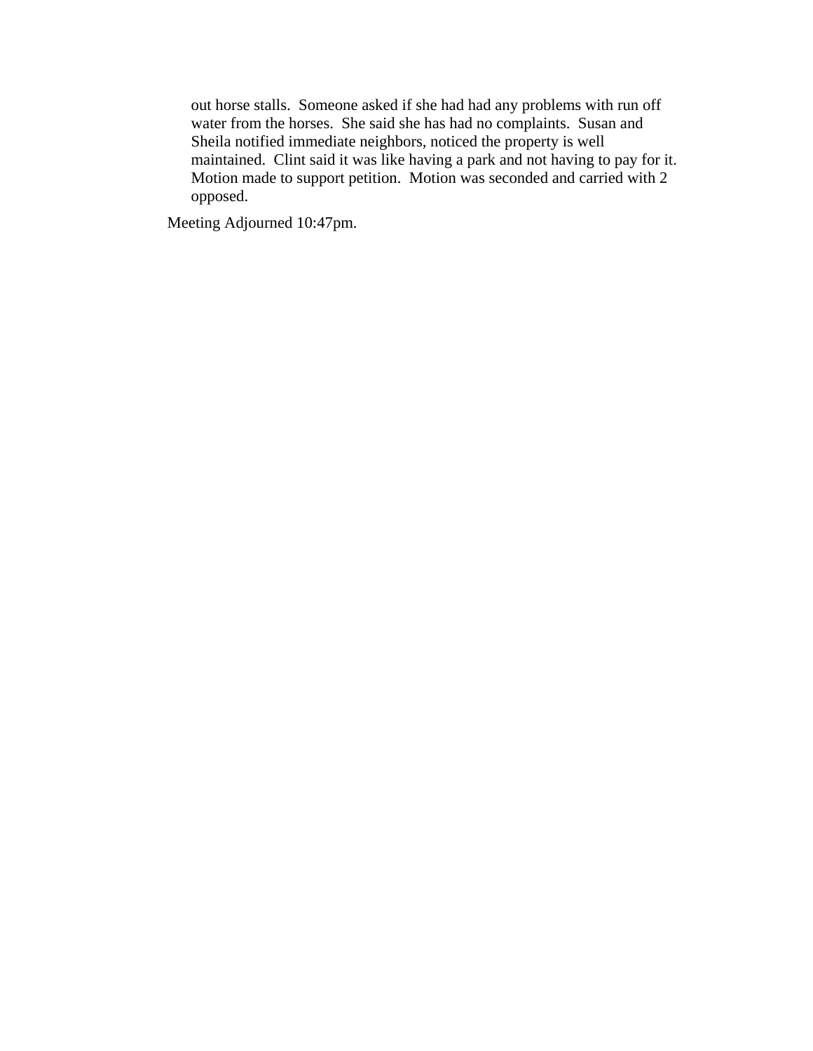out horse stalls. Someone asked if she had had any problems with run off water from the horses. She said she has had no complaints. Susan and Sheila notified immediate neighbors, noticed the property is well maintained. Clint said it was like having a park and not having to pay for it. Motion made to support petition. Motion was seconded and carried with 2 opposed.

Meeting Adjourned 10:47pm.